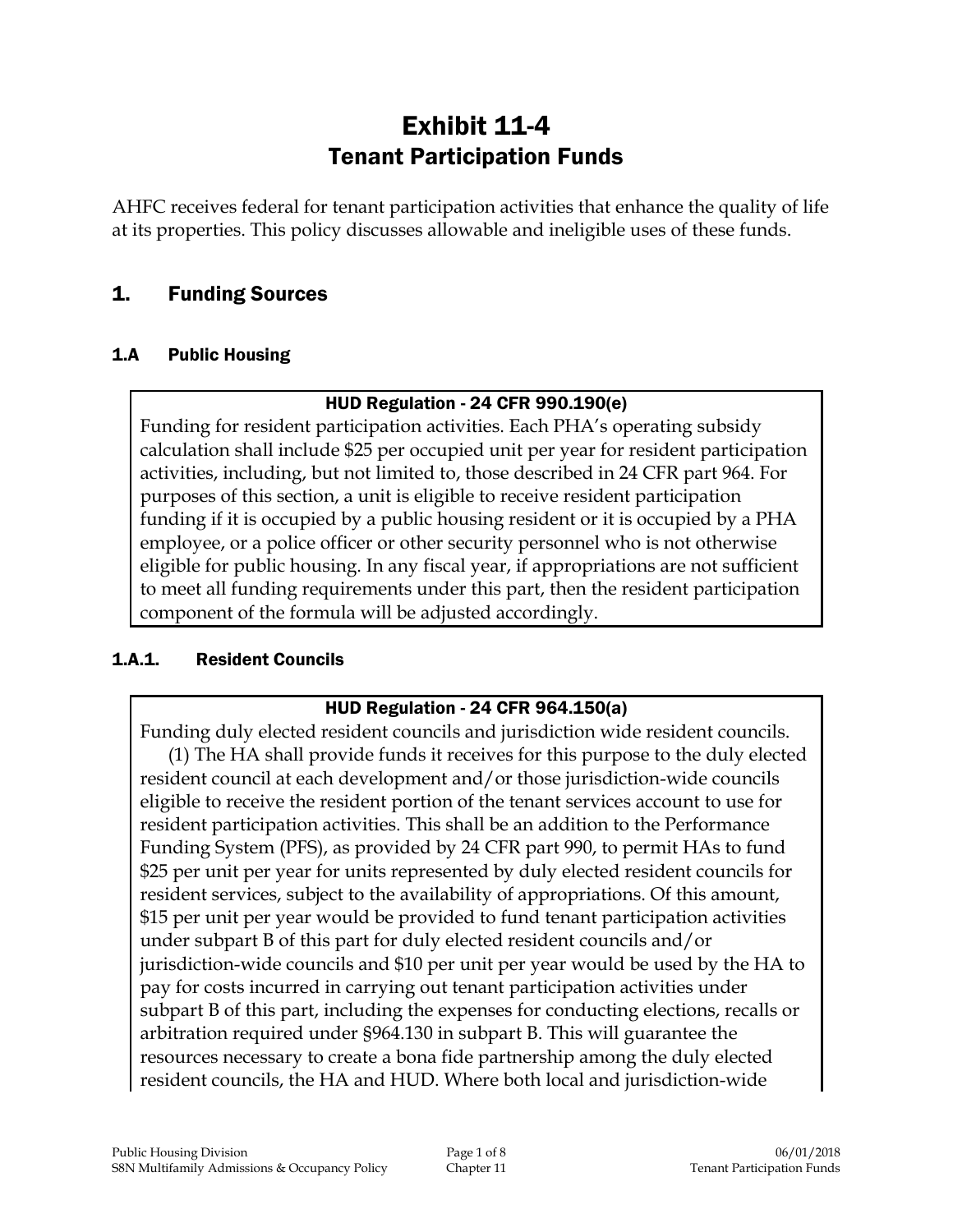# Exhibit 11-4
# Tenant Participation Funds

AHFC receives federal for tenant participation activities that enhance the quality of life at its properties. This policy discusses allowable and ineligible uses of these funds.

## 1. Funding Sources

### 1.A Public Housing

> **HUD Regulation - 24 CFR 990.190(e)**
>
> Funding for resident participation activities. Each PHA's operating subsidy calculation shall include $25 per occupied unit per year for resident participation activities, including, but not limited to, those described in 24 CFR part 964. For purposes of this section, a unit is eligible to receive resident participation funding if it is occupied by a public housing resident or it is occupied by a PHA employee, or a police officer or other security personnel who is not otherwise eligible for public housing. In any fiscal year, if appropriations are not sufficient to meet all funding requirements under this part, then the resident participation component of the formula will be adjusted accordingly.

#### 1.A.1. Resident Councils

> **HUD Regulation - 24 CFR 964.150(a)**
>
> Funding duly elected resident councils and jurisdiction wide resident councils.
>
> (1) The HA shall provide funds it receives for this purpose to the duly elected resident council at each development and/or those jurisdiction-wide councils eligible to receive the resident portion of the tenant services account to use for resident participation activities. This shall be an addition to the Performance Funding System (PFS), as provided by 24 CFR part 990, to permit HAs to fund $25 per unit per year for units represented by duly elected resident councils for resident services, subject to the availability of appropriations. Of this amount, $15 per unit per year would be provided to fund tenant participation activities under subpart B of this part for duly elected resident councils and/or jurisdiction-wide councils and $10 per unit per year would be used by the HA to pay for costs incurred in carrying out tenant participation activities under subpart B of this part, including the expenses for conducting elections, recalls or arbitration required under §964.130 in subpart B. This will guarantee the resources necessary to create a bona fide partnership among the duly elected resident councils, the HA and HUD. Where both local and jurisdiction-wide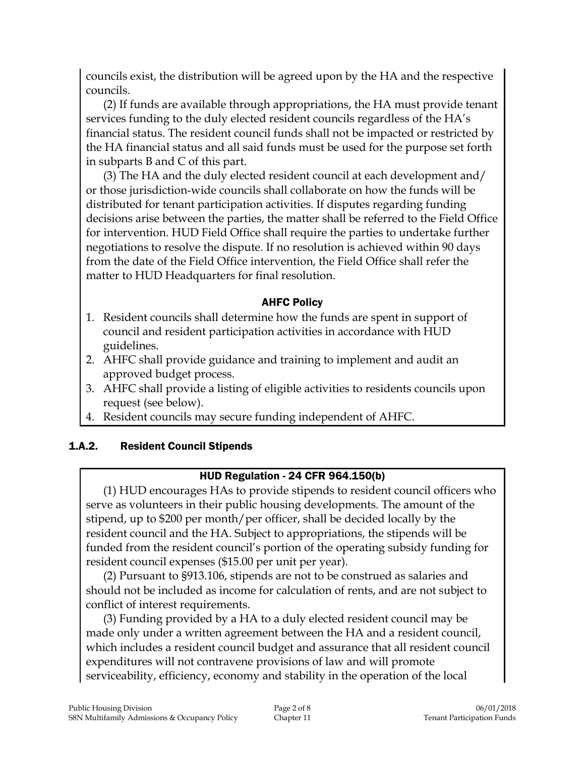councils exist, the distribution will be agreed upon by the HA and the respective councils.

(2) If funds are available through appropriations, the HA must provide tenant services funding to the duly elected resident councils regardless of the HA's financial status. The resident council funds shall not be impacted or restricted by the HA financial status and all said funds must be used for the purpose set forth in subparts B and C of this part.

(3) The HA and the duly elected resident council at each development and/or those jurisdiction-wide councils shall collaborate on how the funds will be distributed for tenant participation activities. If disputes regarding funding decisions arise between the parties, the matter shall be referred to the Field Office for intervention. HUD Field Office shall require the parties to undertake further negotiations to resolve the dispute. If no resolution is achieved within 90 days from the date of the Field Office intervention, the Field Office shall refer the matter to HUD Headquarters for final resolution.

**AHFC Policy**

1. Resident councils shall determine how the funds are spent in support of council and resident participation activities in accordance with HUD guidelines.
2. AHFC shall provide guidance and training to implement and audit an approved budget process.
3. AHFC shall provide a listing of eligible activities to residents councils upon request (see below).
4. Resident councils may secure funding independent of AHFC.

### 1.A.2. Resident Council Stipends

**HUD Regulation - 24 CFR 964.150(b)**

(1) HUD encourages HAs to provide stipends to resident council officers who serve as volunteers in their public housing developments. The amount of the stipend, up to $200 per month/per officer, shall be decided locally by the resident council and the HA. Subject to appropriations, the stipends will be funded from the resident council's portion of the operating subsidy funding for resident council expenses ($15.00 per unit per year).

(2) Pursuant to §913.106, stipends are not to be construed as salaries and should not be included as income for calculation of rents, and are not subject to conflict of interest requirements.

(3) Funding provided by a HA to a duly elected resident council may be made only under a written agreement between the HA and a resident council, which includes a resident council budget and assurance that all resident council expenditures will not contravene provisions of law and will promote serviceability, efficiency, economy and stability in the operation of the local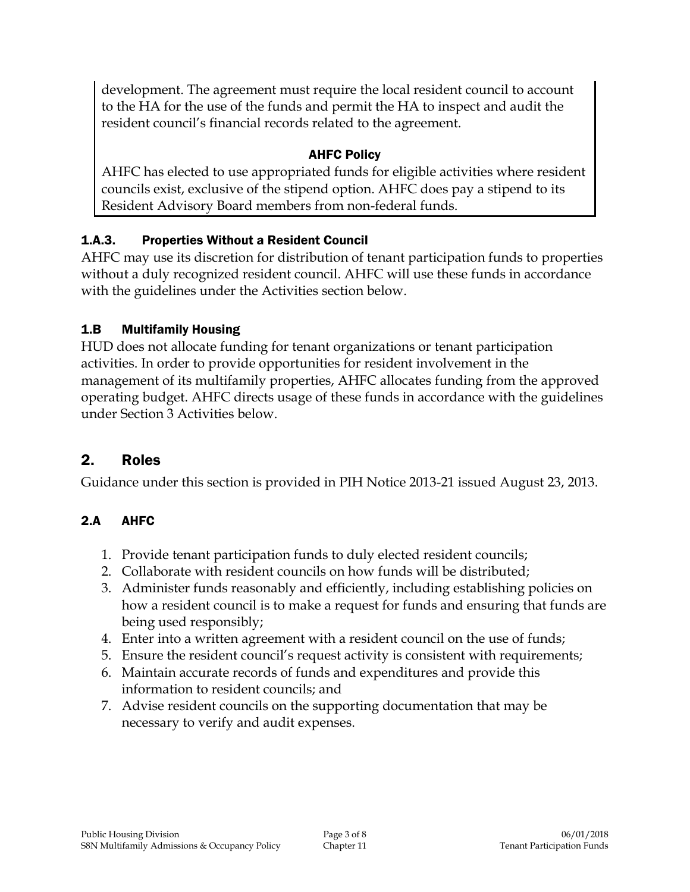development. The agreement must require the local resident council to account to the HA for the use of the funds and permit the HA to inspect and audit the resident council's financial records related to the agreement.

**AHFC Policy**

AHFC has elected to use appropriated funds for eligible activities where resident councils exist, exclusive of the stipend option. AHFC does pay a stipend to its Resident Advisory Board members from non-federal funds.

### 1.A.3. Properties Without a Resident Council

AHFC may use its discretion for distribution of tenant participation funds to properties without a duly recognized resident council. AHFC will use these funds in accordance with the guidelines under the Activities section below.

### 1.B Multifamily Housing

HUD does not allocate funding for tenant organizations or tenant participation activities. In order to provide opportunities for resident involvement in the management of its multifamily properties, AHFC allocates funding from the approved operating budget. AHFC directs usage of these funds in accordance with the guidelines under Section 3 Activities below.

## 2. Roles

Guidance under this section is provided in PIH Notice 2013-21 issued August 23, 2013.

### 2.A AHFC

1. Provide tenant participation funds to duly elected resident councils;
2. Collaborate with resident councils on how funds will be distributed;
3. Administer funds reasonably and efficiently, including establishing policies on how a resident council is to make a request for funds and ensuring that funds are being used responsibly;
4. Enter into a written agreement with a resident council on the use of funds;
5. Ensure the resident council's request activity is consistent with requirements;
6. Maintain accurate records of funds and expenditures and provide this information to resident councils; and
7. Advise resident councils on the supporting documentation that may be necessary to verify and audit expenses.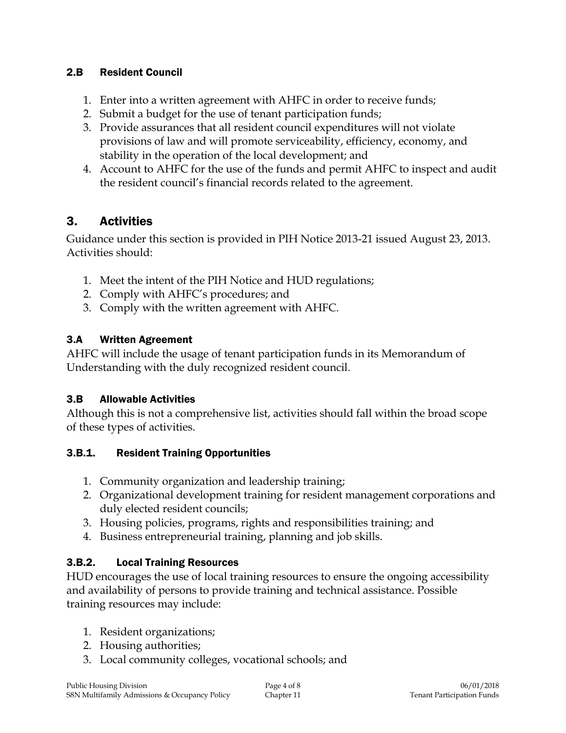### 2.B Resident Council

1. Enter into a written agreement with AHFC in order to receive funds;
2. Submit a budget for the use of tenant participation funds;
3. Provide assurances that all resident council expenditures will not violate provisions of law and will promote serviceability, efficiency, economy, and stability in the operation of the local development; and
4. Account to AHFC for the use of the funds and permit AHFC to inspect and audit the resident council's financial records related to the agreement.

## 3. Activities

Guidance under this section is provided in PIH Notice 2013-21 issued August 23, 2013. Activities should:

1. Meet the intent of the PIH Notice and HUD regulations;
2. Comply with AHFC's procedures; and
3. Comply with the written agreement with AHFC.

### 3.A Written Agreement

AHFC will include the usage of tenant participation funds in its Memorandum of Understanding with the duly recognized resident council.

### 3.B Allowable Activities

Although this is not a comprehensive list, activities should fall within the broad scope of these types of activities.

#### 3.B.1. Resident Training Opportunities

1. Community organization and leadership training;
2. Organizational development training for resident management corporations and duly elected resident councils;
3. Housing policies, programs, rights and responsibilities training; and
4. Business entrepreneurial training, planning and job skills.

#### 3.B.2. Local Training Resources

HUD encourages the use of local training resources to ensure the ongoing accessibility and availability of persons to provide training and technical assistance. Possible training resources may include:

1. Resident organizations;
2. Housing authorities;
3. Local community colleges, vocational schools; and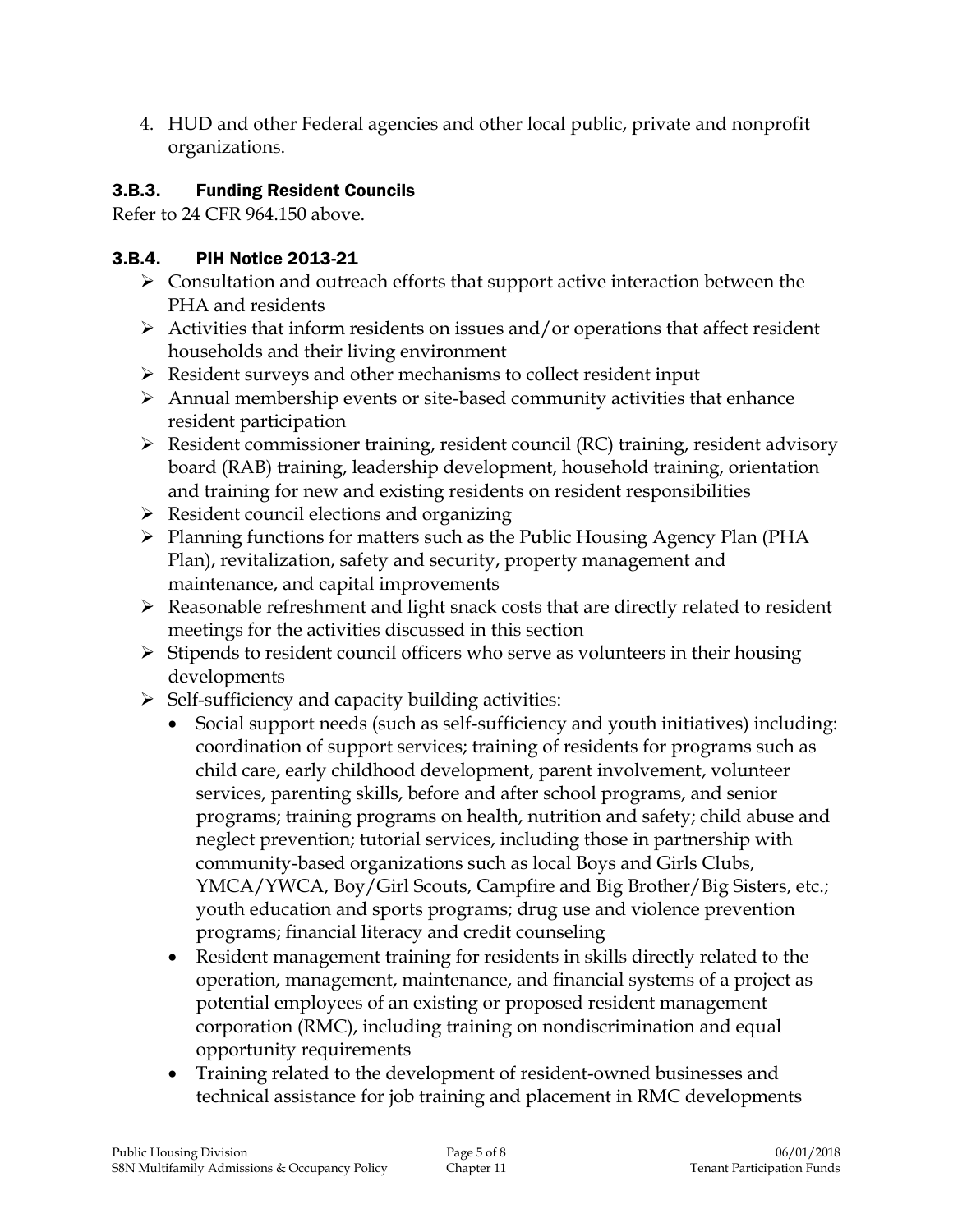4. HUD and other Federal agencies and other local public, private and nonprofit organizations.

### 3.B.3. Funding Resident Councils

Refer to 24 CFR 964.150 above.

### 3.B.4. PIH Notice 2013-21

- Consultation and outreach efforts that support active interaction between the PHA and residents
- Activities that inform residents on issues and/or operations that affect resident households and their living environment
- Resident surveys and other mechanisms to collect resident input
- Annual membership events or site-based community activities that enhance resident participation
- Resident commissioner training, resident council (RC) training, resident advisory board (RAB) training, leadership development, household training, orientation and training for new and existing residents on resident responsibilities
- Resident council elections and organizing
- Planning functions for matters such as the Public Housing Agency Plan (PHA Plan), revitalization, safety and security, property management and maintenance, and capital improvements
- Reasonable refreshment and light snack costs that are directly related to resident meetings for the activities discussed in this section
- Stipends to resident council officers who serve as volunteers in their housing developments
- Self-sufficiency and capacity building activities:
  - Social support needs (such as self-sufficiency and youth initiatives) including: coordination of support services; training of residents for programs such as child care, early childhood development, parent involvement, volunteer services, parenting skills, before and after school programs, and senior programs; training programs on health, nutrition and safety; child abuse and neglect prevention; tutorial services, including those in partnership with community-based organizations such as local Boys and Girls Clubs, YMCA/YWCA, Boy/Girl Scouts, Campfire and Big Brother/Big Sisters, etc.; youth education and sports programs; drug use and violence prevention programs; financial literacy and credit counseling
  - Resident management training for residents in skills directly related to the operation, management, maintenance, and financial systems of a project as potential employees of an existing or proposed resident management corporation (RMC), including training on nondiscrimination and equal opportunity requirements
  - Training related to the development of resident-owned businesses and technical assistance for job training and placement in RMC developments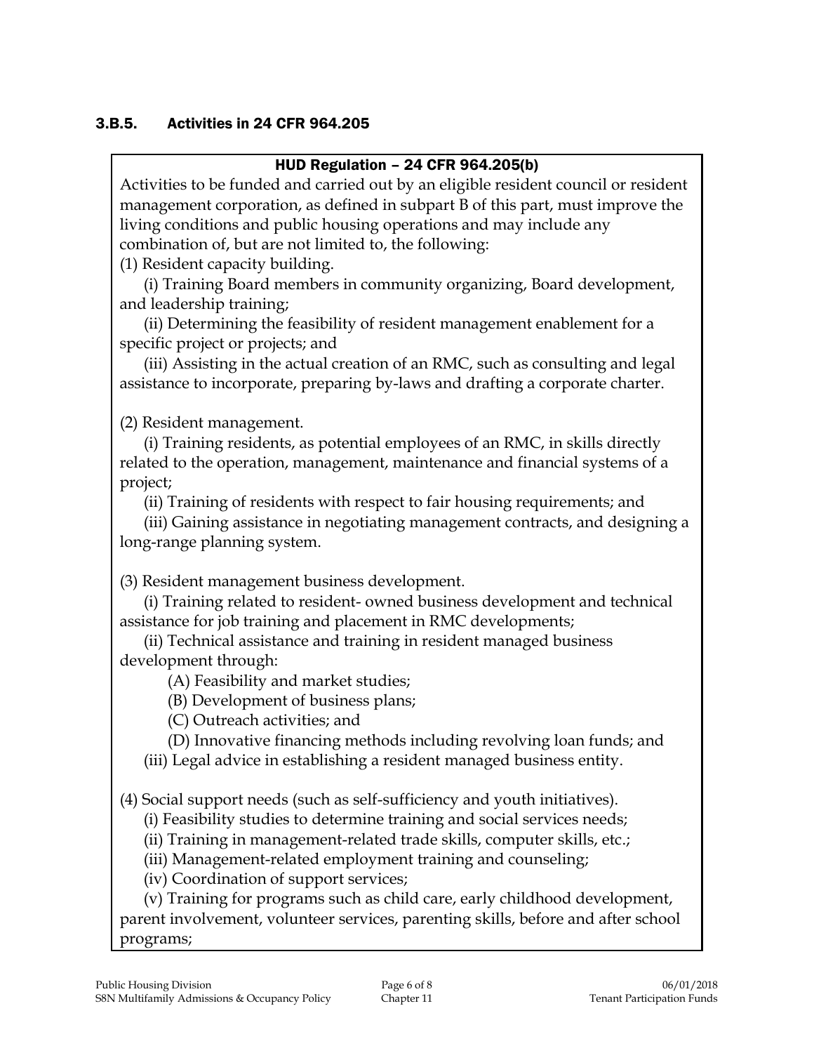### 3.B.5. Activities in 24 CFR 964.205

**HUD Regulation – 24 CFR 964.205(b)**

Activities to be funded and carried out by an eligible resident council or resident management corporation, as defined in subpart B of this part, must improve the living conditions and public housing operations and may include any combination of, but are not limited to, the following:

(1) Resident capacity building.

(i) Training Board members in community organizing, Board development, and leadership training;

(ii) Determining the feasibility of resident management enablement for a specific project or projects; and

(iii) Assisting in the actual creation of an RMC, such as consulting and legal assistance to incorporate, preparing by-laws and drafting a corporate charter.

(2) Resident management.

(i) Training residents, as potential employees of an RMC, in skills directly related to the operation, management, maintenance and financial systems of a project;

(ii) Training of residents with respect to fair housing requirements; and

(iii) Gaining assistance in negotiating management contracts, and designing a long-range planning system.

(3) Resident management business development.

(i) Training related to resident- owned business development and technical assistance for job training and placement in RMC developments;

(ii) Technical assistance and training in resident managed business development through:

(A) Feasibility and market studies;

(B) Development of business plans;

(C) Outreach activities; and

(D) Innovative financing methods including revolving loan funds; and

(iii) Legal advice in establishing a resident managed business entity.

(4) Social support needs (such as self-sufficiency and youth initiatives).

(i) Feasibility studies to determine training and social services needs;

(ii) Training in management-related trade skills, computer skills, etc.;

(iii) Management-related employment training and counseling;

(iv) Coordination of support services;

(v) Training for programs such as child care, early childhood development, parent involvement, volunteer services, parenting skills, before and after school programs;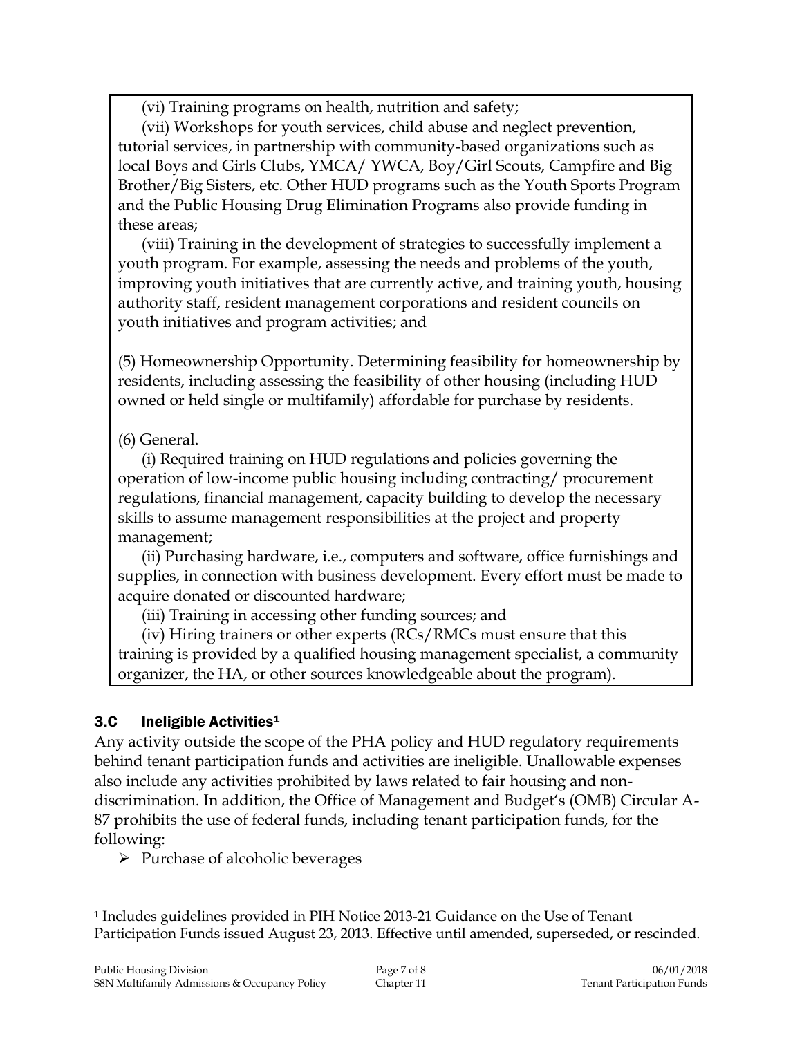(vi) Training programs on health, nutrition and safety;

(vii) Workshops for youth services, child abuse and neglect prevention, tutorial services, in partnership with community-based organizations such as local Boys and Girls Clubs, YMCA/ YWCA, Boy/Girl Scouts, Campfire and Big Brother/Big Sisters, etc. Other HUD programs such as the Youth Sports Program and the Public Housing Drug Elimination Programs also provide funding in these areas;

(viii) Training in the development of strategies to successfully implement a youth program. For example, assessing the needs and problems of the youth, improving youth initiatives that are currently active, and training youth, housing authority staff, resident management corporations and resident councils on youth initiatives and program activities; and

(5) Homeownership Opportunity. Determining feasibility for homeownership by residents, including assessing the feasibility of other housing (including HUD owned or held single or multifamily) affordable for purchase by residents.

(6) General.

(i) Required training on HUD regulations and policies governing the operation of low-income public housing including contracting/ procurement regulations, financial management, capacity building to develop the necessary skills to assume management responsibilities at the project and property management;

(ii) Purchasing hardware, i.e., computers and software, office furnishings and supplies, in connection with business development. Every effort must be made to acquire donated or discounted hardware;

(iii) Training in accessing other funding sources; and

(iv) Hiring trainers or other experts (RCs/RMCs must ensure that this training is provided by a qualified housing management specialist, a community organizer, the HA, or other sources knowledgeable about the program).

### 3.C Ineligible Activities[1]

Any activity outside the scope of the PHA policy and HUD regulatory requirements behind tenant participation funds and activities are ineligible. Unallowable expenses also include any activities prohibited by laws related to fair housing and non-discrimination. In addition, the Office of Management and Budget's (OMB) Circular A-87 prohibits the use of federal funds, including tenant participation funds, for the following:

- Purchase of alcoholic beverages

[1] Includes guidelines provided in PIH Notice 2013-21 Guidance on the Use of Tenant Participation Funds issued August 23, 2013. Effective until amended, superseded, or rescinded.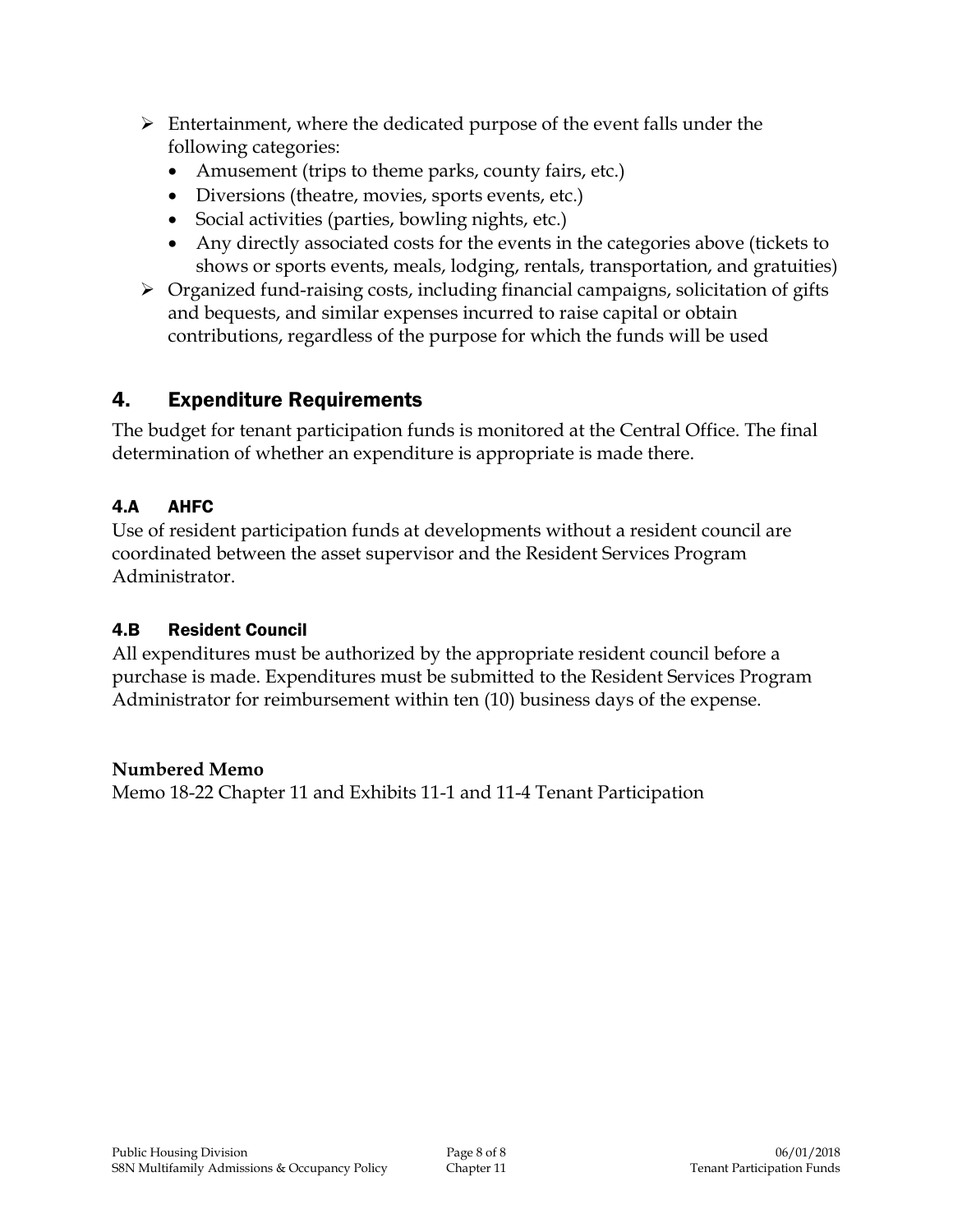- Entertainment, where the dedicated purpose of the event falls under the following categories:
  - Amusement (trips to theme parks, county fairs, etc.)
  - Diversions (theatre, movies, sports events, etc.)
  - Social activities (parties, bowling nights, etc.)
  - Any directly associated costs for the events in the categories above (tickets to shows or sports events, meals, lodging, rentals, transportation, and gratuities)
- Organized fund-raising costs, including financial campaigns, solicitation of gifts and bequests, and similar expenses incurred to raise capital or obtain contributions, regardless of the purpose for which the funds will be used

## 4. Expenditure Requirements

The budget for tenant participation funds is monitored at the Central Office. The final determination of whether an expenditure is appropriate is made there.

### 4.A AHFC

Use of resident participation funds at developments without a resident council are coordinated between the asset supervisor and the Resident Services Program Administrator.

### 4.B Resident Council

All expenditures must be authorized by the appropriate resident council before a purchase is made. Expenditures must be submitted to the Resident Services Program Administrator for reimbursement within ten (10) business days of the expense.

**Numbered Memo**

Memo 18-22 Chapter 11 and Exhibits 11-1 and 11-4 Tenant Participation